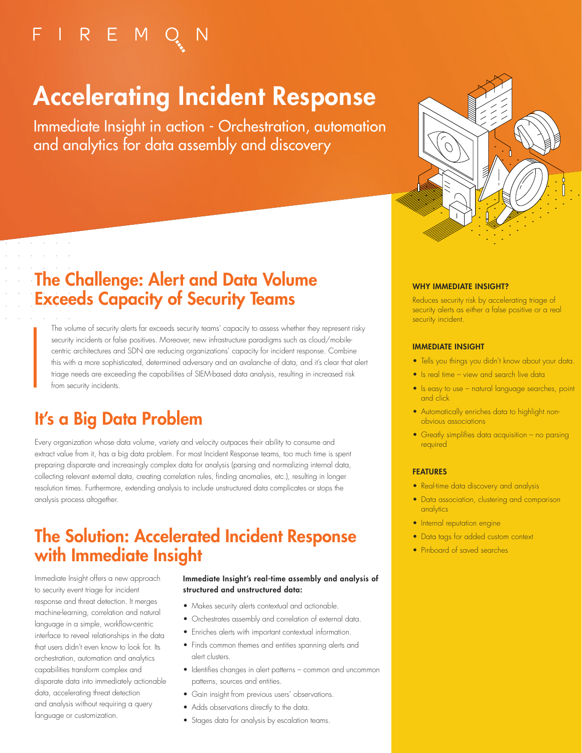FIREMON

# Accelerating Incident Response

Immediate Insight in action - Orchestration, automation and analytics for data assembly and discovery

## The Challenge: Alert and Data Volume Exceeds Capacity of Security Teams

The volume of security alerts far exceeds security teams' capacity to assess whether they represent risky security incidents or false positives. Moreover, new infrastructure paradigms such as cloud/mobile-centric architectures and SDN are reducing organizations' capacity for incident response. Combine this with a more sophisticated, determined adversary and an avalanche of data, and it's clear that alert triage needs are exceeding the capabilities of SIEM-based data analysis, resulting in increased risk from security incidents.

## It's a Big Data Problem

Every organization whose data volume, variety and velocity outpaces their ability to consume and extract value from it, has a big data problem. For most Incident Response teams, too much time is spent preparing disparate and increasingly complex data for analysis (parsing and normalizing internal data, collecting relevant external data, creating correlation rules, finding anomalies, etc.), resulting in longer resolution times. Furthermore, extending analysis to include unstructured data complicates or stops the analysis process altogether.

## The Solution: Accelerated Incident Response with Immediate Insight

Immediate Insight offers a new approach to security event triage for incident response and threat detection. It merges machine-learning, correlation and natural language in a simple, workflow-centric interface to reveal relationships in the data that users didn't even know to look for. Its orchestration, automation and analytics capabilities transform complex and disparate data into immediately actionable data, accelerating threat detection and analysis without requiring a query language or customization.

**Immediate Insight's real-time assembly and analysis of structured and unstructured data:**

- Makes security alerts contextual and actionable.
- Orchestrates assembly and correlation of external data.
- Enriches alerts with important contextual information.
- Finds common themes and entities spanning alerts and alert clusters.
- Identifies changes in alert patterns – common and uncommon patterns, sources and entities.
- Gain insight from previous users' observations.
- Adds observations directly to the data.
- Stages data for analysis by escalation teams.

### WHY IMMEDIATE INSIGHT?

Reduces security risk by accelerating triage of security alerts as either a false positive or a real security incident.

### IMMEDIATE INSIGHT

- Tells you things you didn't know about your data.
- Is real time – view and search live data
- Is easy to use – natural language searches, point and click
- Automatically enriches data to highlight non-obvious associations
- Greatly simplifies data acquisition – no parsing required

### FEATURES

- Real-time data discovery and analysis
- Data association, clustering and comparison analytics
- Internal reputation engine
- Data tags for added custom context
- Pinboard of saved searches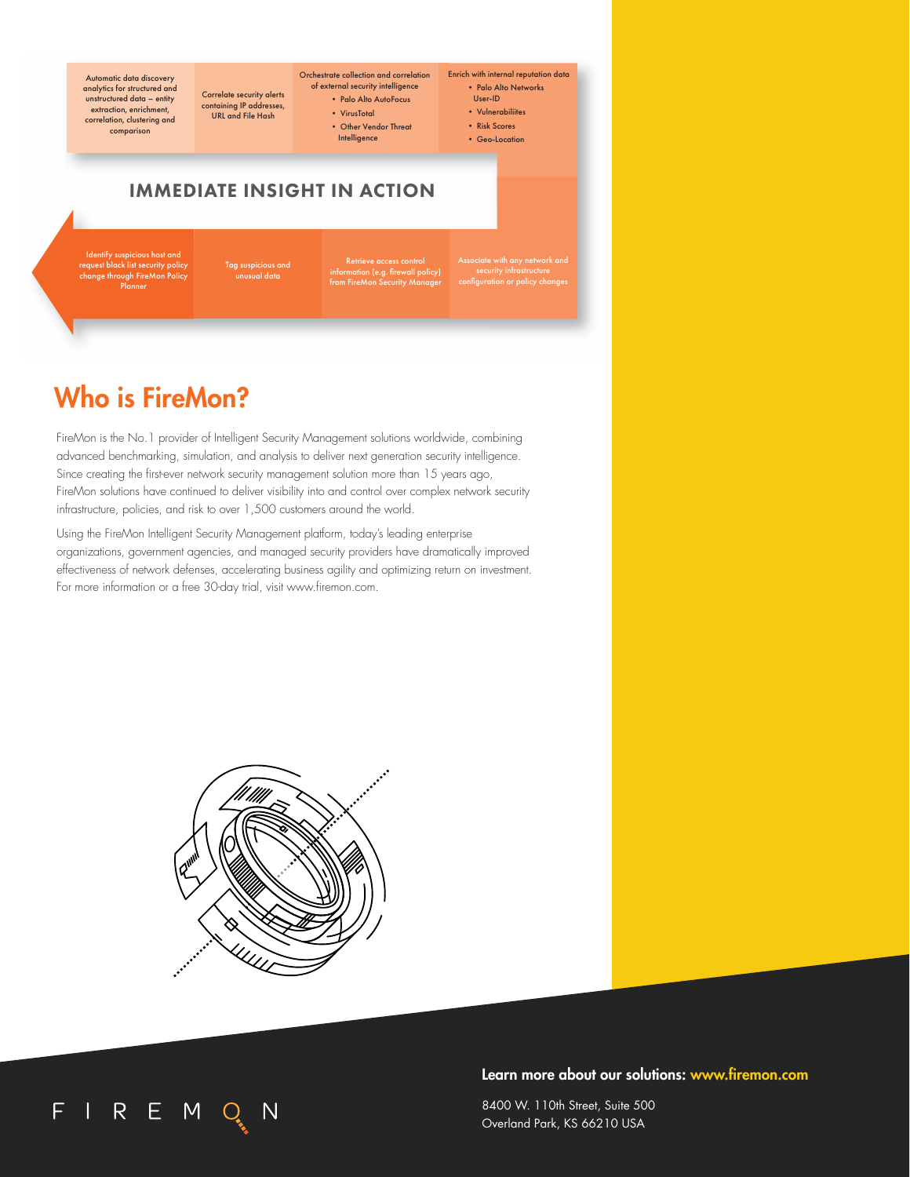Automatic data discovery analytics for structured and unstructured data – entity extraction, enrichment, correlation, clustering and comparison

Correlate security alerts containing IP addresses, URL and File Hash

Orchestrate collection and correlation of external security intelligence
- Palo Alto AutoFocus
- VirusTotal
- Other Vendor Threat Intelligence

Enrich with internal reputation data
- Palo Alto Networks User-ID
- Vulnerabiliites
- Risk Scores
- Geo-Location

IMMEDIATE INSIGHT IN ACTION

Identify suspicious host and request black list security policy change through FireMon Policy Planner

Tag suspicious and unusual data

Retrieve access control information (e.g. firewall policy) from FireMon Security Manager

Associate with any network and security infrastructure configuration or policy changes

# Who is FireMon?

FireMon is the No.1 provider of Intelligent Security Management solutions worldwide, combining advanced benchmarking, simulation, and analysis to deliver next generation security intelligence. Since creating the first-ever network security management solution more than 15 years ago, FireMon solutions have continued to deliver visibility into and control over complex network security infrastructure, policies, and risk to over 1,500 customers around the world.

Using the FireMon Intelligent Security Management platform, today's leading enterprise organizations, government agencies, and managed security providers have dramatically improved effectiveness of network defenses, accelerating business agility and optimizing return on investment. For more information or a free 30-day trial, visit www.firemon.com.

FIREMON

**Learn more about our solutions: www.firemon.com**

8400 W. 110th Street, Suite 500
Overland Park, KS 66210 USA